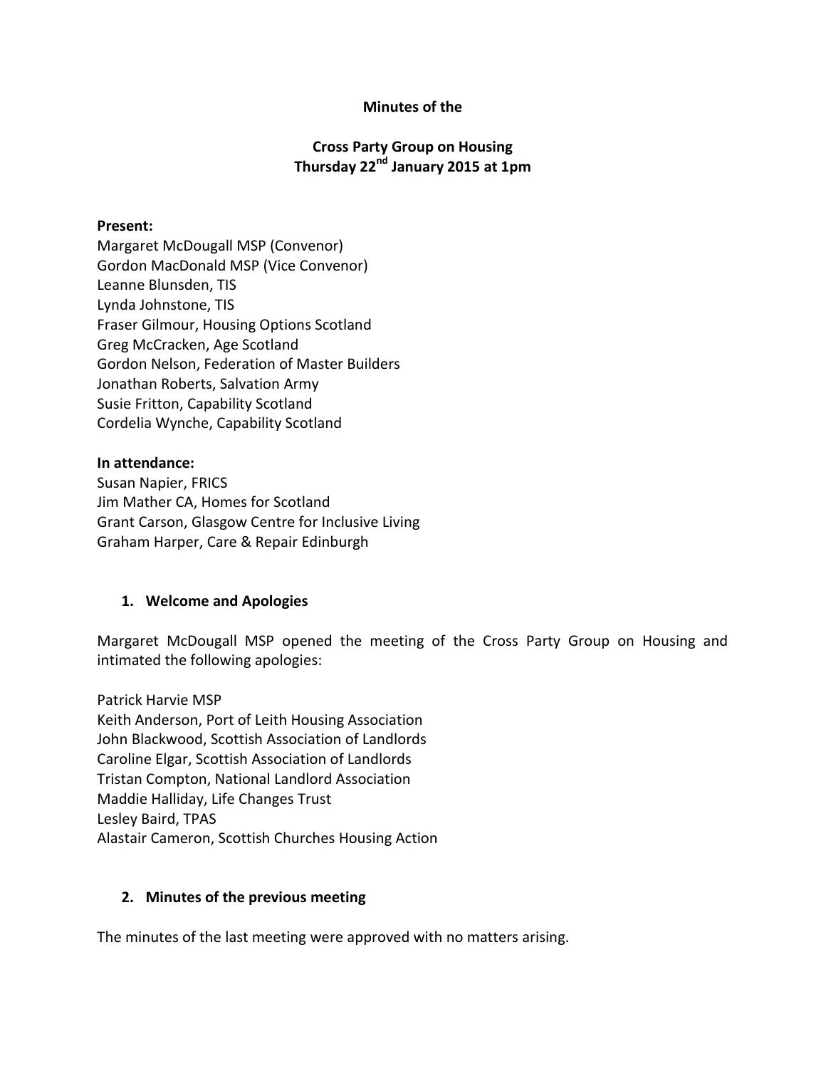**Minutes of the**

**Cross Party Group on Housing**
**Thursday 22nd January 2015 at 1pm**

**Present:**
Margaret McDougall MSP (Convenor)
Gordon MacDonald MSP (Vice Convenor)
Leanne Blunsden, TIS
Lynda Johnstone, TIS
Fraser Gilmour, Housing Options Scotland
Greg McCracken, Age Scotland
Gordon Nelson, Federation of Master Builders
Jonathan Roberts, Salvation Army
Susie Fritton, Capability Scotland
Cordelia Wynche, Capability Scotland

**In attendance:**
Susan Napier, FRICS
Jim Mather CA, Homes for Scotland
Grant Carson, Glasgow Centre for Inclusive Living
Graham Harper, Care & Repair Edinburgh

## 1. Welcome and Apologies

Margaret McDougall MSP opened the meeting of the Cross Party Group on Housing and intimated the following apologies:

Patrick Harvie MSP
Keith Anderson, Port of Leith Housing Association
John Blackwood, Scottish Association of Landlords
Caroline Elgar, Scottish Association of Landlords
Tristan Compton, National Landlord Association
Maddie Halliday, Life Changes Trust
Lesley Baird, TPAS
Alastair Cameron, Scottish Churches Housing Action

## 2. Minutes of the previous meeting

The minutes of the last meeting were approved with no matters arising.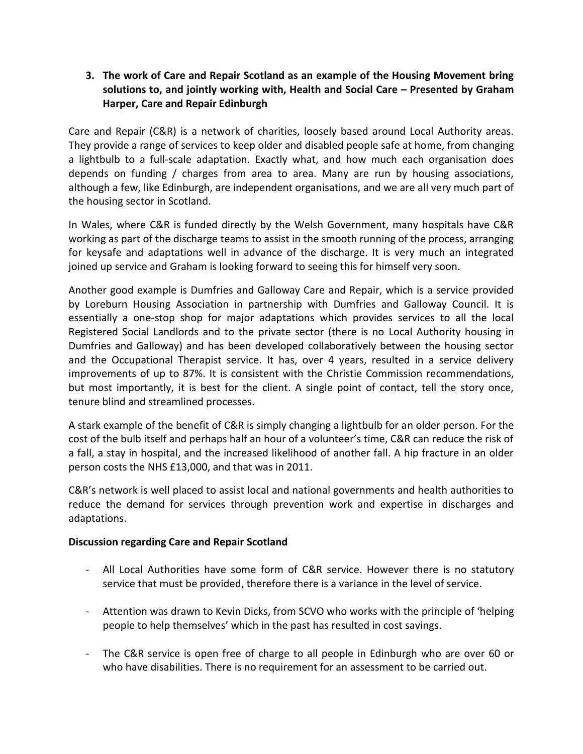### 3. The work of Care and Repair Scotland as an example of the Housing Movement bring solutions to, and jointly working with, Health and Social Care – Presented by Graham Harper, Care and Repair Edinburgh

Care and Repair (C&R) is a network of charities, loosely based around Local Authority areas. They provide a range of services to keep older and disabled people safe at home, from changing a lightbulb to a full-scale adaptation. Exactly what, and how much each organisation does depends on funding / charges from area to area. Many are run by housing associations, although a few, like Edinburgh, are independent organisations, and we are all very much part of the housing sector in Scotland.

In Wales, where C&R is funded directly by the Welsh Government, many hospitals have C&R working as part of the discharge teams to assist in the smooth running of the process, arranging for keysafe and adaptations well in advance of the discharge. It is very much an integrated joined up service and Graham is looking forward to seeing this for himself very soon.

Another good example is Dumfries and Galloway Care and Repair, which is a service provided by Loreburn Housing Association in partnership with Dumfries and Galloway Council. It is essentially a one-stop shop for major adaptations which provides services to all the local Registered Social Landlords and to the private sector (there is no Local Authority housing in Dumfries and Galloway) and has been developed collaboratively between the housing sector and the Occupational Therapist service. It has, over 4 years, resulted in a service delivery improvements of up to 87%. It is consistent with the Christie Commission recommendations, but most importantly, it is best for the client. A single point of contact, tell the story once, tenure blind and streamlined processes.

A stark example of the benefit of C&R is simply changing a lightbulb for an older person. For the cost of the bulb itself and perhaps half an hour of a volunteer's time, C&R can reduce the risk of a fall, a stay in hospital, and the increased likelihood of another fall. A hip fracture in an older person costs the NHS £13,000, and that was in 2011.

C&R's network is well placed to assist local and national governments and health authorities to reduce the demand for services through prevention work and expertise in discharges and adaptations.

**Discussion regarding Care and Repair Scotland**

- All Local Authorities have some form of C&R service. However there is no statutory service that must be provided, therefore there is a variance in the level of service.
- Attention was drawn to Kevin Dicks, from SCVO who works with the principle of 'helping people to help themselves' which in the past has resulted in cost savings.
- The C&R service is open free of charge to all people in Edinburgh who are over 60 or who have disabilities. There is no requirement for an assessment to be carried out.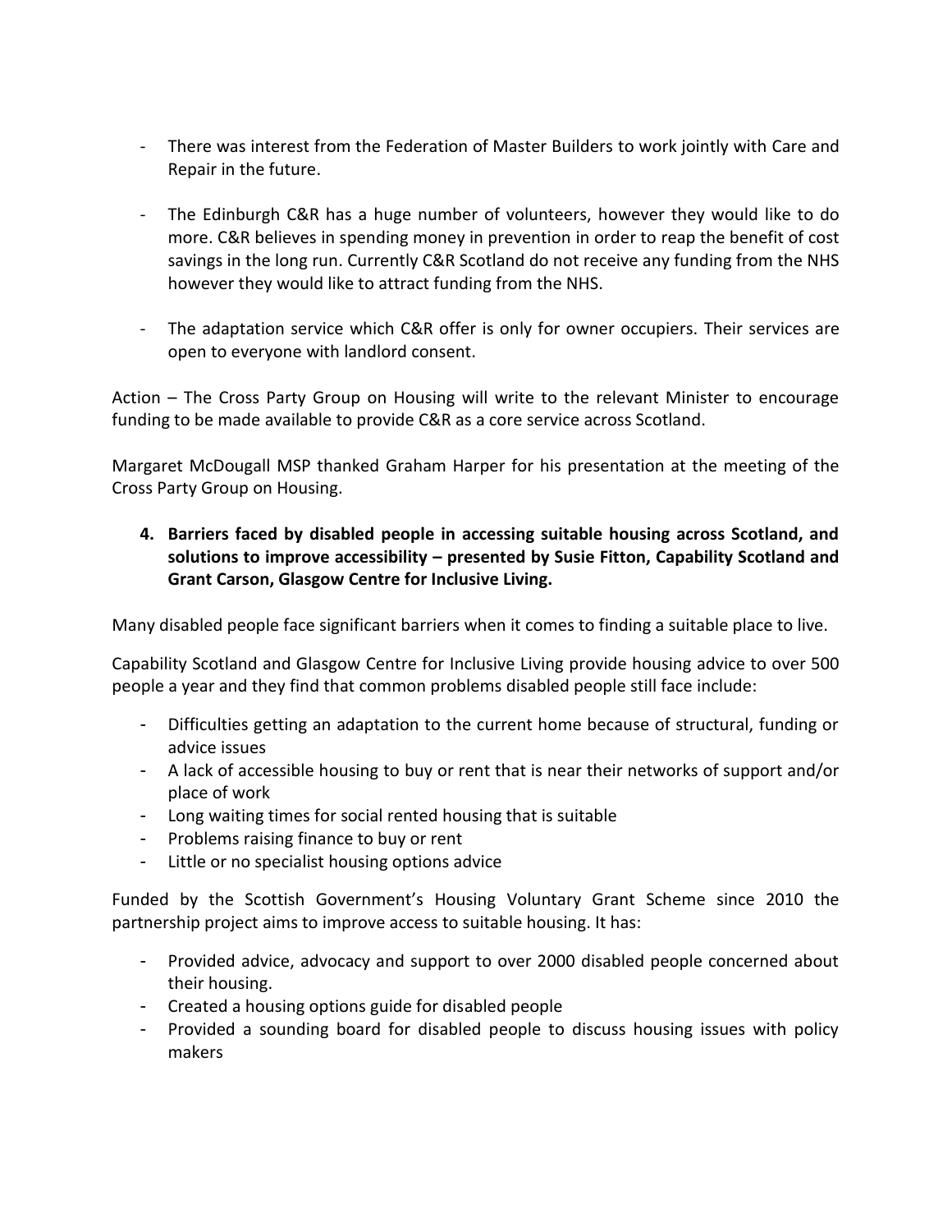- There was interest from the Federation of Master Builders to work jointly with Care and Repair in the future.

- The Edinburgh C&R has a huge number of volunteers, however they would like to do more. C&R believes in spending money in prevention in order to reap the benefit of cost savings in the long run. Currently C&R Scotland do not receive any funding from the NHS however they would like to attract funding from the NHS.

- The adaptation service which C&R offer is only for owner occupiers. Their services are open to everyone with landlord consent.

Action – The Cross Party Group on Housing will write to the relevant Minister to encourage funding to be made available to provide C&R as a core service across Scotland.

Margaret McDougall MSP thanked Graham Harper for his presentation at the meeting of the Cross Party Group on Housing.

4. **Barriers faced by disabled people in accessing suitable housing across Scotland, and solutions to improve accessibility – presented by Susie Fitton, Capability Scotland and Grant Carson, Glasgow Centre for Inclusive Living.**

Many disabled people face significant barriers when it comes to finding a suitable place to live.

Capability Scotland and Glasgow Centre for Inclusive Living provide housing advice to over 500 people a year and they find that common problems disabled people still face include:

- Difficulties getting an adaptation to the current home because of structural, funding or advice issues
- A lack of accessible housing to buy or rent that is near their networks of support and/or place of work
- Long waiting times for social rented housing that is suitable
- Problems raising finance to buy or rent
- Little or no specialist housing options advice

Funded by the Scottish Government's Housing Voluntary Grant Scheme since 2010 the partnership project aims to improve access to suitable housing. It has:

- Provided advice, advocacy and support to over 2000 disabled people concerned about their housing.
- Created a housing options guide for disabled people
- Provided a sounding board for disabled people to discuss housing issues with policy makers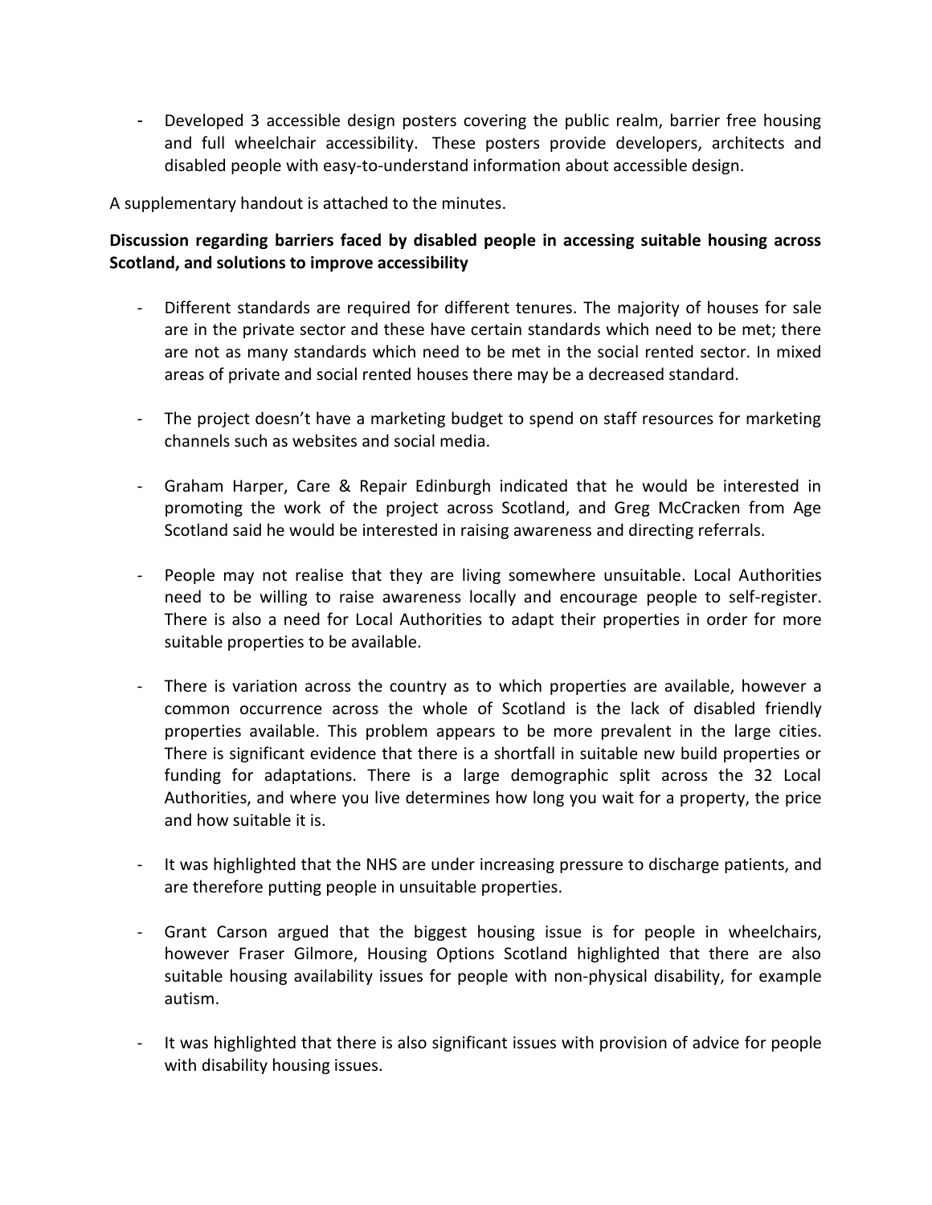- Developed 3 accessible design posters covering the public realm, barrier free housing and full wheelchair accessibility. These posters provide developers, architects and disabled people with easy-to-understand information about accessible design.

A supplementary handout is attached to the minutes.

**Discussion regarding barriers faced by disabled people in accessing suitable housing across Scotland, and solutions to improve accessibility**

- Different standards are required for different tenures. The majority of houses for sale are in the private sector and these have certain standards which need to be met; there are not as many standards which need to be met in the social rented sector. In mixed areas of private and social rented houses there may be a decreased standard.

- The project doesn't have a marketing budget to spend on staff resources for marketing channels such as websites and social media.

- Graham Harper, Care & Repair Edinburgh indicated that he would be interested in promoting the work of the project across Scotland, and Greg McCracken from Age Scotland said he would be interested in raising awareness and directing referrals.

- People may not realise that they are living somewhere unsuitable. Local Authorities need to be willing to raise awareness locally and encourage people to self-register. There is also a need for Local Authorities to adapt their properties in order for more suitable properties to be available.

- There is variation across the country as to which properties are available, however a common occurrence across the whole of Scotland is the lack of disabled friendly properties available. This problem appears to be more prevalent in the large cities. There is significant evidence that there is a shortfall in suitable new build properties or funding for adaptations. There is a large demographic split across the 32 Local Authorities, and where you live determines how long you wait for a property, the price and how suitable it is.

- It was highlighted that the NHS are under increasing pressure to discharge patients, and are therefore putting people in unsuitable properties.

- Grant Carson argued that the biggest housing issue is for people in wheelchairs, however Fraser Gilmore, Housing Options Scotland highlighted that there are also suitable housing availability issues for people with non-physical disability, for example autism.

- It was highlighted that there is also significant issues with provision of advice for people with disability housing issues.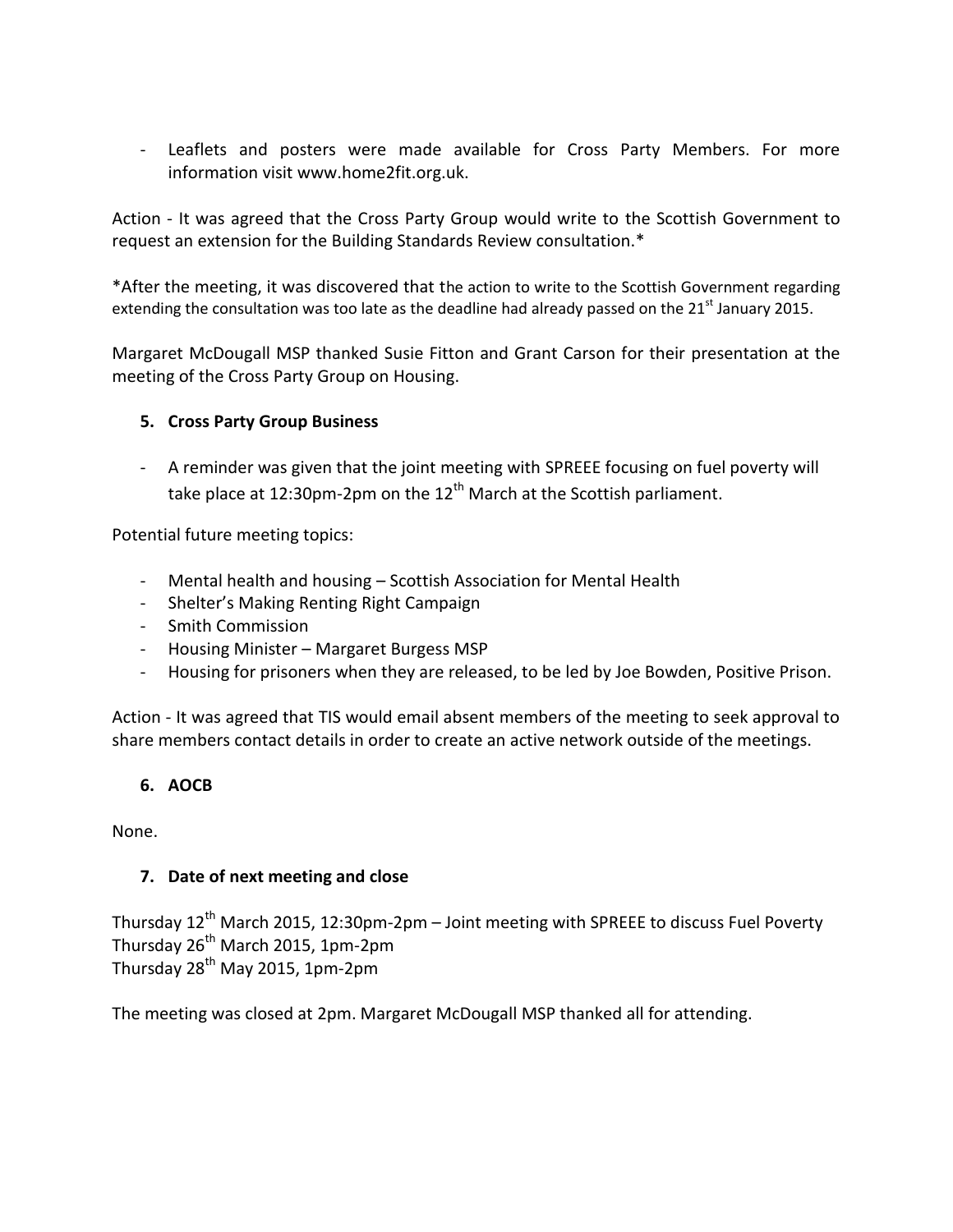- Leaflets and posters were made available for Cross Party Members. For more information visit www.home2fit.org.uk.

Action - It was agreed that the Cross Party Group would write to the Scottish Government to request an extension for the Building Standards Review consultation.*

*After the meeting, it was discovered that the action to write to the Scottish Government regarding extending the consultation was too late as the deadline had already passed on the 21st January 2015.

Margaret McDougall MSP thanked Susie Fitton and Grant Carson for their presentation at the meeting of the Cross Party Group on Housing.

5. **Cross Party Group Business**

- A reminder was given that the joint meeting with SPREEE focusing on fuel poverty will take place at 12:30pm-2pm on the 12th March at the Scottish parliament.

Potential future meeting topics:

- Mental health and housing – Scottish Association for Mental Health
- Shelter's Making Renting Right Campaign
- Smith Commission
- Housing Minister – Margaret Burgess MSP
- Housing for prisoners when they are released, to be led by Joe Bowden, Positive Prison.

Action - It was agreed that TIS would email absent members of the meeting to seek approval to share members contact details in order to create an active network outside of the meetings.

6. **AOCB**

None.

7. **Date of next meeting and close**

Thursday 12th March 2015, 12:30pm-2pm – Joint meeting with SPREEE to discuss Fuel Poverty
Thursday 26th March 2015, 1pm-2pm
Thursday 28th May 2015, 1pm-2pm

The meeting was closed at 2pm. Margaret McDougall MSP thanked all for attending.